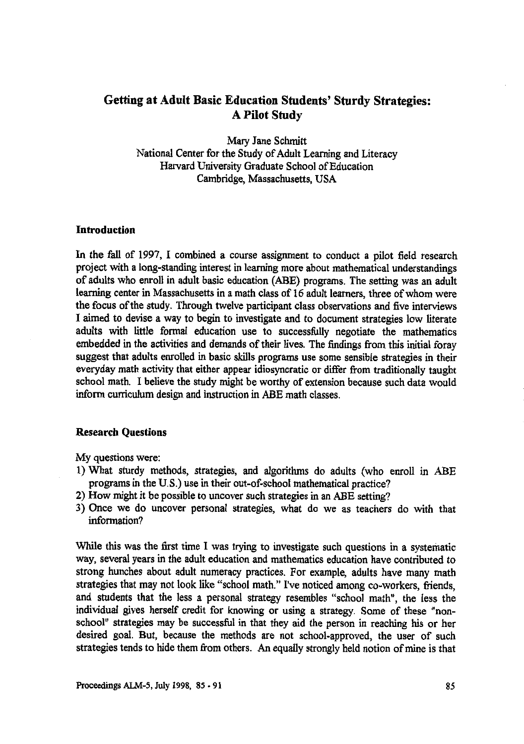# Getting at Adult Basic Education Students' Sturdy Strategies: A Pilot Study

Mary Jane Schmitt
National Center for the Study of Adult Learning and Literacy
Harvard University Graduate School of Education
Cambridge, Massachusetts, USA

## Introduction

In the fall of 1997, I combined a course assignment to conduct a pilot field research project with a long-standing interest in learning more about mathematical understandings of adults who enroll in adult basic education (ABE) programs. The setting was an adult learning center in Massachusetts in a math class of 16 adult learners, three of whom were the focus of the study. Through twelve participant class observations and five interviews I aimed to devise a way to begin to investigate and to document strategies low literate adults with little formal education use to successfully negotiate the mathematics embedded in the activities and demands of their lives. The findings from this initial foray suggest that adults enrolled in basic skills programs use some sensible strategies in their everyday math activity that either appear idiosyncratic or differ from traditionally taught school math. I believe the study might be worthy of extension because such data would inform curriculum design and instruction in ABE math classes.

## Research Questions

My questions were:

1) What sturdy methods, strategies, and algorithms do adults (who enroll in ABE programs in the U.S.) use in their out-of-school mathematical practice?
2) How might it be possible to uncover such strategies in an ABE setting?
3) Once we do uncover personal strategies, what do we as teachers do with that information?

While this was the first time I was trying to investigate such questions in a systematic way, several years in the adult education and mathematics education have contributed to strong hunches about adult numeracy practices. For example, adults have many math strategies that may not look like "school math." I've noticed among co-workers, friends, and students that the less a personal strategy resembles "school math", the less the individual gives herself credit for knowing or using a strategy. Some of these "non-school" strategies may be successful in that they aid the person in reaching his or her desired goal. But, because the methods are not school-approved, the user of such strategies tends to hide them from others. An equally strongly held notion of mine is that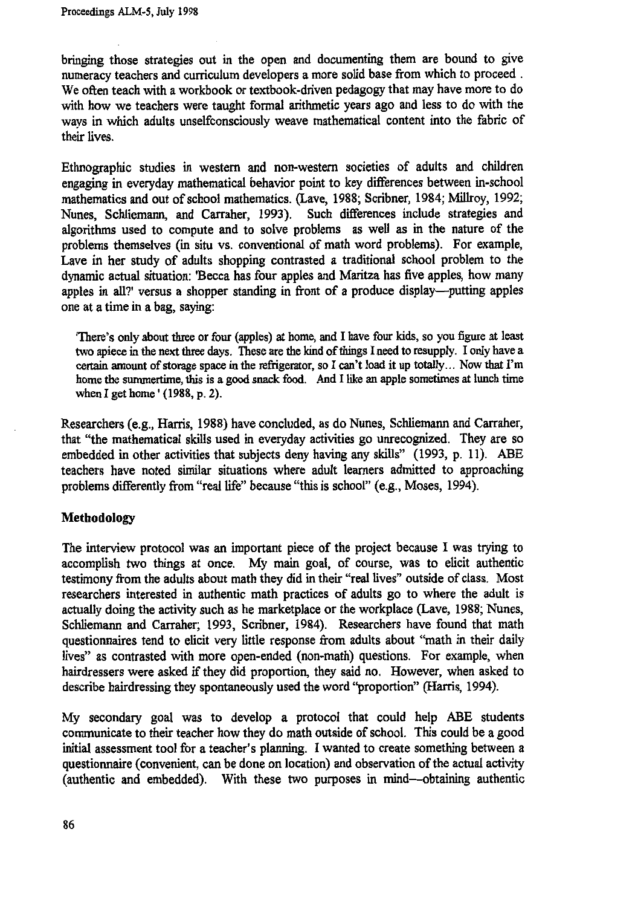bringing those strategies out in the open and documenting them are bound to give numeracy teachers and curriculum developers a more solid base from which to proceed . We often teach with a workbook or textbook-driven pedagogy that may have more to do with how we teachers were taught formal arithmetic years ago and less to do with the ways in which adults unselfconsciously weave mathematical content into the fabric of their lives.

Ethnographic studies in western and non-western societies of adults and children engaging in everyday mathematical behavior point to key differences between in-school mathematics and out of school mathematics. (Lave, 1988; Scribner, 1984; Millroy, 1992; Nunes, Schliemann, and Carraher, 1993). Such differences include strategies and algorithms used to compute and to solve problems as well as in the nature of the problems themselves (in situ vs. conventional of math word problems). For example, Lave in her study of adults shopping contrasted a traditional school problem to the dynamic actual situation: 'Becca has four apples and Maritza has five apples, how many apples in all?' versus a shopper standing in front of a produce display—putting apples one at a time in a bag, saying:

> 'There's only about three or four (apples) at home, and I have four kids, so you figure at least two apiece in the next three days. These are the kind of things I need to resupply. I only have a certain amount of storage space in the refrigerator, so I can't load it up totally... Now that I'm home the summertime, this is a good snack food. And I like an apple sometimes at lunch time when I get home ' (1988, p. 2).

Researchers (e.g., Harris, 1988) have concluded, as do Nunes, Schliemann and Carraher, that "the mathematical skills used in everyday activities go unrecognized. They are so embedded in other activities that subjects deny having any skills" (1993, p. 11). ABE teachers have noted similar situations where adult learners admitted to approaching problems differently from "real life" because "this is school" (e.g., Moses, 1994).

## Methodology

The interview protocol was an important piece of the project because I was trying to accomplish two things at once. My main goal, of course, was to elicit authentic testimony from the adults about math they did in their "real lives" outside of class. Most researchers interested in authentic math practices of adults go to where the adult is actually doing the activity such as he marketplace or the workplace (Lave, 1988; Nunes, Schliemann and Carraher; 1993, Scribner, 1984). Researchers have found that math questionnaires tend to elicit very little response from adults about "math in their daily lives" as contrasted with more open-ended (non-math) questions. For example, when hairdressers were asked if they did proportion, they said no. However, when asked to describe hairdressing they spontaneously used the word "proportion" (Harris, 1994).

My secondary goal was to develop a protocol that could help ABE students communicate to their teacher how they do math outside of school. This could be a good initial assessment tool for a teacher's planning. I wanted to create something between a questionnaire (convenient, can be done on location) and observation of the actual activity (authentic and embedded). With these two purposes in mind—obtaining authentic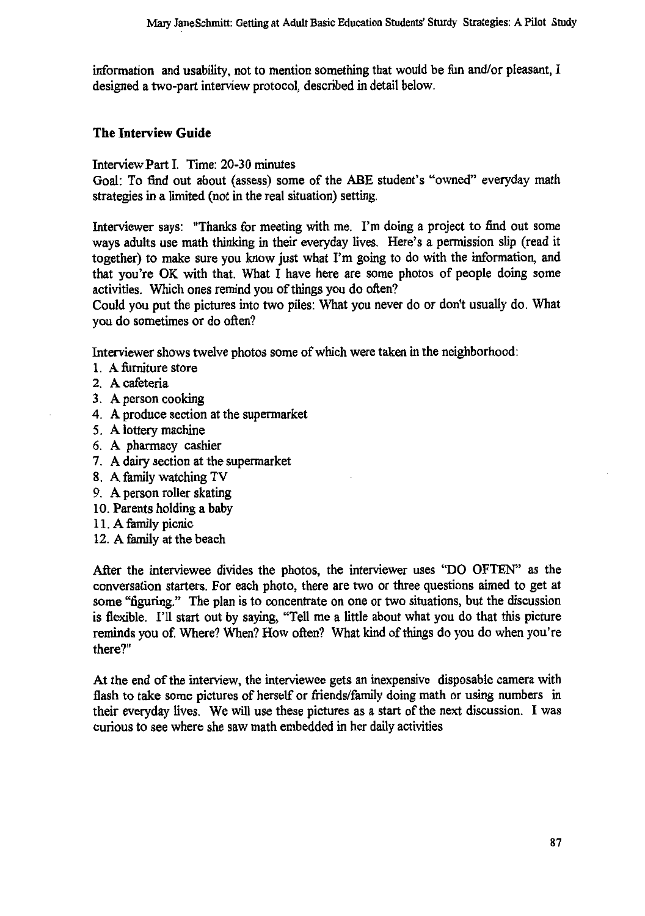information and usability, not to mention something that would be fun and/or pleasant, I designed a two-part interview protocol, described in detail below.

## The Interview Guide

Interview Part I. Time: 20-30 minutes
Goal: To find out about (assess) some of the ABE student's "owned" everyday math strategies in a limited (not in the real situation) setting.

Interviewer says: "Thanks for meeting with me. I'm doing a project to find out some ways adults use math thinking in their everyday lives. Here's a permission slip (read it together) to make sure you know just what I'm going to do with the information, and that you're OK with that. What I have here are some photos of people doing some activities. Which ones remind you of things you do often?
Could you put the pictures into two piles: What you never do or don't usually do. What you do sometimes or do often?

Interviewer shows twelve photos some of which were taken in the neighborhood:

1. A furniture store
2. A cafeteria
3. A person cooking
4. A produce section at the supermarket
5. A lottery machine
6. A pharmacy cashier
7. A dairy section at the supermarket
8. A family watching TV
9. A person roller skating
10. Parents holding a baby
11. A family picnic
12. A family at the beach

After the interviewee divides the photos, the interviewer uses "DO OFTEN" as the conversation starters. For each photo, there are two or three questions aimed to get at some "figuring." The plan is to concentrate on one or two situations, but the discussion is flexible. I'll start out by saying, "Tell me a little about what you do that this picture reminds you of. Where? When? How often? What kind of things do you do when you're there?"

At the end of the interview, the interviewee gets an inexpensive disposable camera with flash to take some pictures of herself or friends/family doing math or using numbers in their everyday lives. We will use these pictures as a start of the next discussion. I was curious to see where she saw math embedded in her daily activities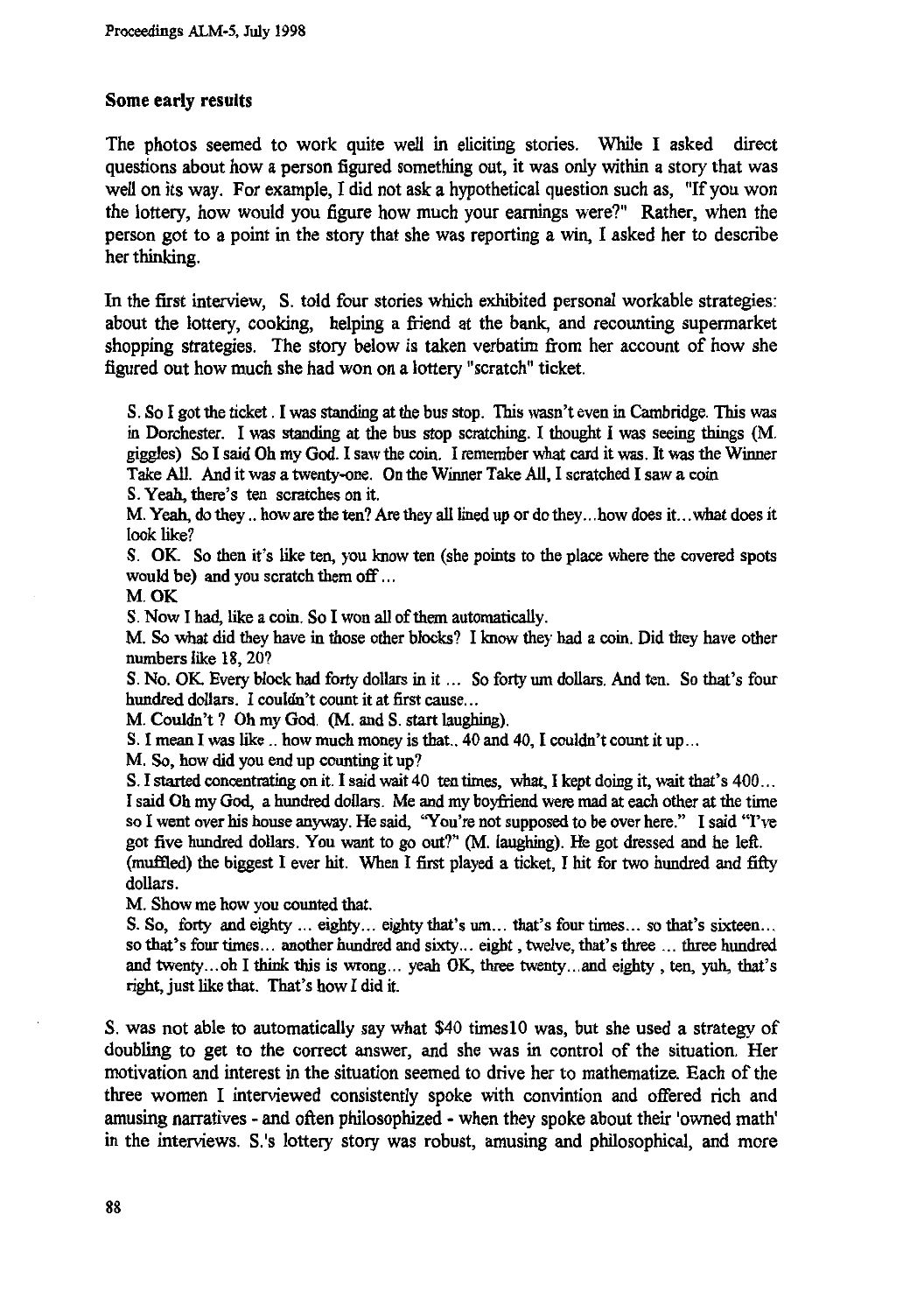### Some early results

The photos seemed to work quite well in eliciting stories. While I asked direct questions about how a person figured something out, it was only within a story that was well on its way. For example, I did not ask a hypothetical question such as, "If you won the lottery, how would you figure how much your earnings were?" Rather, when the person got to a point in the story that she was reporting a win, I asked her to describe her thinking.

In the first interview, S. told four stories which exhibited personal workable strategies: about the lottery, cooking, helping a friend at the bank, and recounting supermarket shopping strategies. The story below is taken verbatim from her account of how she figured out how much she had won on a lottery "scratch" ticket.

> S. So I got the ticket. I was standing at the bus stop. This wasn't even in Cambridge. This was in Dorchester. I was standing at the bus stop scratching. I thought I was seeing things (M. giggles) So I said Oh my God. I saw the coin. I remember what card it was. It was the Winner Take All. And it was a twenty-one. On the Winner Take All, I scratched I saw a coin
>
> S. Yeah, there's ten scratches on it.
>
> M. Yeah, do they .. how are the ten? Are they all lined up or do they…how does it…what does it look like?
>
> S. OK. So then it's like ten, you know ten (she points to the place where the covered spots would be) and you scratch them off…
>
> M. OK
>
> S. Now I had, like a coin. So I won all of them automatically.
>
> M. So what did they have in those other blocks? I know they had a coin. Did they have other numbers like 18, 20?
>
> S. No. OK. Every block had forty dollars in it … So forty um dollars. And ten. So that's four hundred dollars. I couldn't count it at first cause…
>
> M. Couldn't ? Oh my God. (M. and S. start laughing).
>
> S. I mean I was like .. how much money is that.. 40 and 40, I couldn't count it up…
>
> M. So, how did you end up counting it up?
>
> S. I started concentrating on it. I said wait 40 ten times, what, I kept doing it, wait that's 400… I said Oh my God, a hundred dollars. Me and my boyfriend were mad at each other at the time so I went over his house anyway. He said, "You're not supposed to be over here." I said "I've got five hundred dollars. You want to go out?" (M. laughing). He got dressed and he left. (muffled) the biggest I ever hit. When I first played a ticket, I hit for two hundred and fifty dollars.
>
> M. Show me how you counted that.
>
> S. So, forty and eighty … eighty… eighty that's um… that's four times… so that's sixteen… so that's four times… another hundred and sixty… eight, twelve, that's three … three hundred and twenty…oh I think this is wrong… yeah OK, three twenty…and eighty, ten, yuh, that's right, just like that. That's how I did it.

S. was not able to automatically say what $40 times10 was, but she used a strategy of doubling to get to the correct answer, and she was in control of the situation. Her motivation and interest in the situation seemed to drive her to mathematize. Each of the three women I interviewed consistently spoke with convintion and offered rich and amusing narratives - and often philosophized - when they spoke about their 'owned math' in the interviews. S.'s lottery story was robust, amusing and philosophical, and more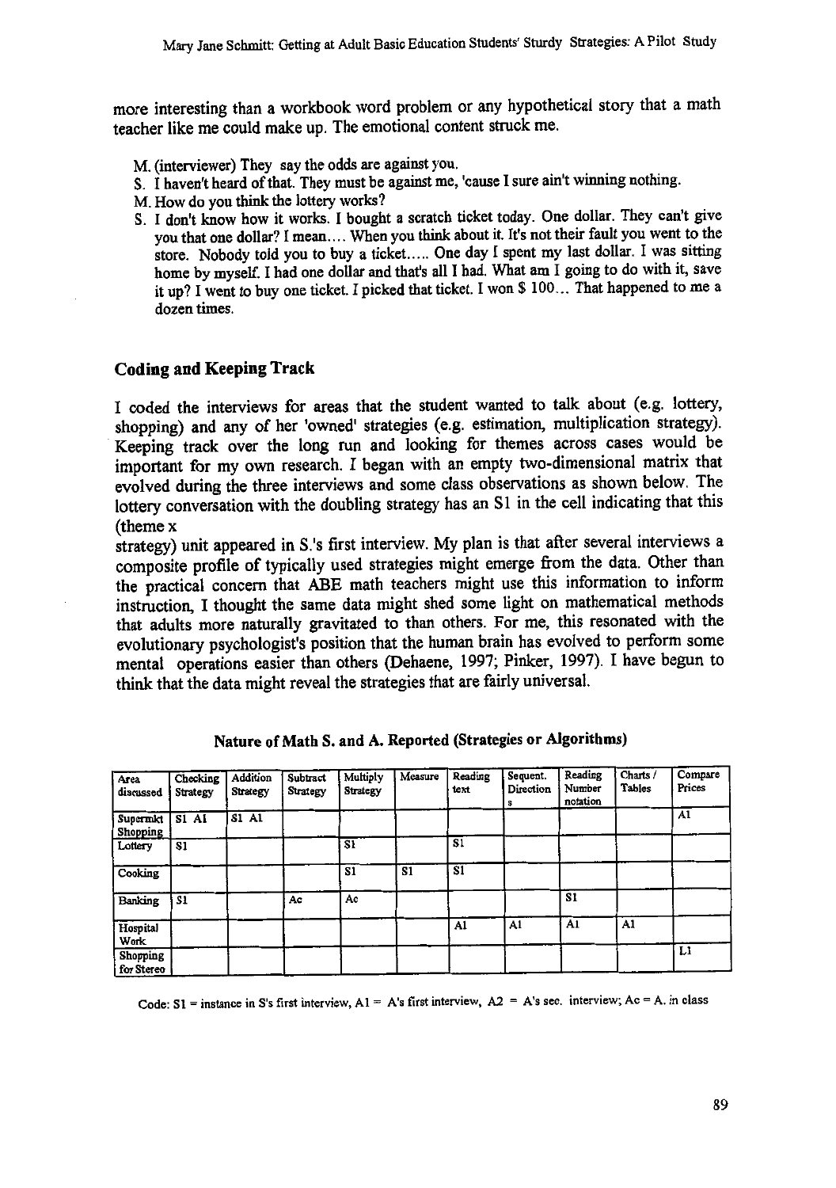more interesting than a workbook word problem or any hypothetical story that a math teacher like me could make up. The emotional content struck me.

M. (interviewer) They say the odds are against you.
S. I haven't heard of that. They must be against me, 'cause I sure ain't winning nothing.
M. How do you think the lottery works?
S. I don't know how it works. I bought a scratch ticket today. One dollar. They can't give you that one dollar? I mean.... When you think about it. It's not their fault you went to the store. Nobody told you to buy a ticket..... One day I spent my last dollar. I was sitting home by myself. I had one dollar and that's all I had. What am I going to do with it, save it up? I went to buy one ticket. I picked that ticket. I won $ 100... That happened to me a dozen times.

## Coding and Keeping Track

I coded the interviews for areas that the student wanted to talk about (e.g. lottery, shopping) and any of her 'owned' strategies (e.g. estimation, multiplication strategy). Keeping track over the long run and looking for themes across cases would be important for my own research. I began with an empty two-dimensional matrix that evolved during the three interviews and some class observations as shown below. The lottery conversation with the doubling strategy has an S1 in the cell indicating that this (theme x
strategy) unit appeared in S.'s first interview. My plan is that after several interviews a composite profile of typically used strategies might emerge from the data. Other than the practical concern that ABE math teachers might use this information to inform instruction, I thought the same data might shed some light on mathematical methods that adults more naturally gravitated to than others. For me, this resonated with the evolutionary psychologist's position that the human brain has evolved to perform some mental operations easier than others (Dehaene, 1997; Pinker, 1997). I have begun to think that the data might reveal the strategies that are fairly universal.

**Nature of Math S. and A. Reported (Strategies or Algorithms)**

| Area discussed | Checking Strategy | Addition Strategy | Subtract Strategy | Multiply Strategy | Measure | Reading text | Sequent. Directions | Reading Number notation | Charts / Tables | Compare Prices |
|---|---|---|---|---|---|---|---|---|---|---|
| Supermkt Shopping | S1 A1 | S1 A1 | | | | | | | | A1 |
| Lottery | S1 | | | S1 | | S1 | | | | |
| Cooking | | | | S1 | S1 | S1 | | | | |
| Banking | S1 | | Ac | Ac | | | | S1 | | |
| Hospital Work | | | | | | A1 | A1 | A1 | A1 | |
| Shopping for Stereo | | | | | | | | | | L1 |

Code: S1 = instance in S's first interview, A1 = A's first interview, A2 = A's sec. interview; Ac = A. in class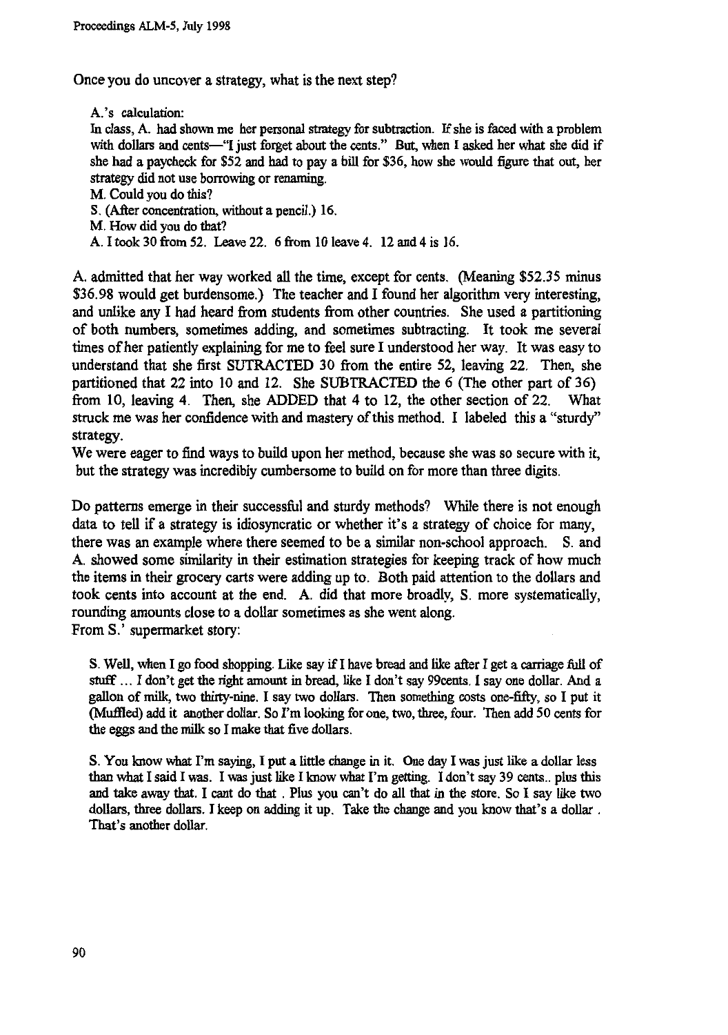Once you do uncover a strategy, what is the next step?

> A.'s calculation:
> In class, A. had shown me her personal strategy for subtraction. If she is faced with a problem with dollars and cents—"I just forget about the cents." But, when I asked her what she did if she had a paycheck for $52 and had to pay a bill for $36, how she would figure that out, her strategy did not use borrowing or renaming.
> M. Could you do this?
> S. (After concentration, without a pencil.) 16.
> M. How did you do that?
> A. I took 30 from 52. Leave 22. 6 from 10 leave 4. 12 and 4 is 16.

A. admitted that her way worked all the time, except for cents. (Meaning $52.35 minus $36.98 would get burdensome.) The teacher and I found her algorithm very interesting, and unlike any I had heard from students from other countries. She used a partitioning of both numbers, sometimes adding, and sometimes subtracting. It took me several times of her patiently explaining for me to feel sure I understood her way. It was easy to understand that she first SUTRACTED 30 from the entire 52, leaving 22. Then, she partitioned that 22 into 10 and 12. She SUBTRACTED the 6 (The other part of 36) from 10, leaving 4. Then, she ADDED that 4 to 12, the other section of 22. What struck me was her confidence with and mastery of this method. I labeled this a "sturdy" strategy.
We were eager to find ways to build upon her method, because she was so secure with it, but the strategy was incredibly cumbersome to build on for more than three digits.

Do patterns emerge in their successful and sturdy methods? While there is not enough data to tell if a strategy is idiosyncratic or whether it's a strategy of choice for many, there was an example where there seemed to be a similar non-school approach. S. and A. showed some similarity in their estimation strategies for keeping track of how much the items in their grocery carts were adding up to. Both paid attention to the dollars and took cents into account at the end. A. did that more broadly, S. more systematically, rounding amounts close to a dollar sometimes as she went along.
From S.' supermarket story:

> S. Well, when I go food shopping. Like say if I have bread and like after I get a carriage full of stuff ... I don't get the right amount in bread, like I don't say 99cents. I say one dollar. And a gallon of milk, two thirty-nine. I say two dollars. Then something costs one-fifty, so I put it (Muffled) add it another dollar. So I'm looking for one, two, three, four. Then add 50 cents for the eggs and the milk so I make that five dollars.

> S. You know what I'm saying, I put a little change in it. One day I was just like a dollar less than what I said I was. I was just like I know what I'm getting. I don't say 39 cents.. plus this and take away that. I cant do that . Plus you can't do all that in the store. So I say like two dollars, three dollars. I keep on adding it up. Take the change and you know that's a dollar . That's another dollar.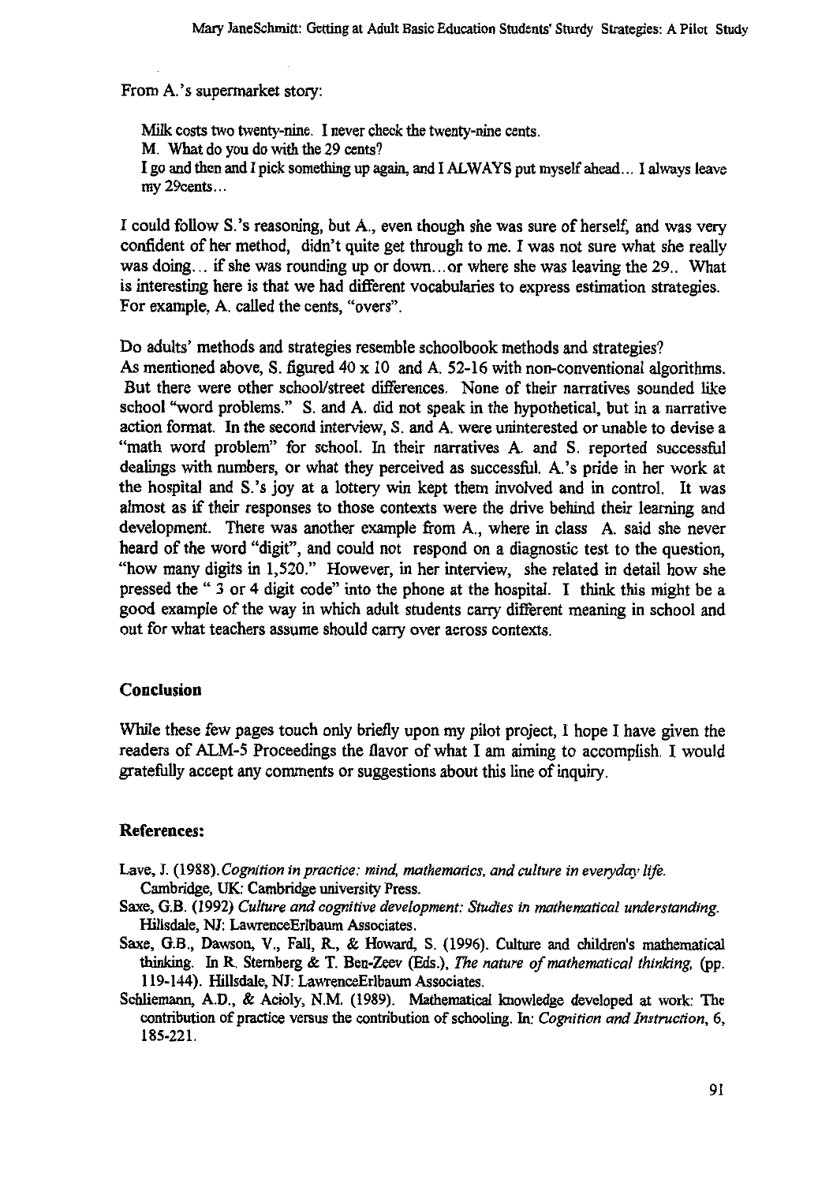From A.'s supermarket story:

> Milk costs two twenty-nine. I never check the twenty-nine cents.
> M. What do you do with the 29 cents?
> I go and then and I pick something up again, and I ALWAYS put myself ahead... I always leave my 29cents...

I could follow S.'s reasoning, but A., even though she was sure of herself, and was very confident of her method, didn't quite get through to me. I was not sure what she really was doing... if she was rounding up or down...or where she was leaving the 29.. What is interesting here is that we had different vocabularies to express estimation strategies. For example, A. called the cents, "overs".

Do adults' methods and strategies resemble schoolbook methods and strategies?
As mentioned above, S. figured 40 x 10 and A. 52-16 with non-conventional algorithms. But there were other school/street differences. None of their narratives sounded like school "word problems." S. and A. did not speak in the hypothetical, but in a narrative action format. In the second interview, S. and A. were uninterested or unable to devise a "math word problem" for school. In their narratives A. and S. reported successful dealings with numbers, or what they perceived as successful. A.'s pride in her work at the hospital and S.'s joy at a lottery win kept them involved and in control. It was almost as if their responses to those contexts were the drive behind their learning and development. There was another example from A., where in class A. said she never heard of the word "digit", and could not respond on a diagnostic test to the question, "how many digits in 1,520." However, in her interview, she related in detail how she pressed the " 3 or 4 digit code" into the phone at the hospital. I think this might be a good example of the way in which adult students carry different meaning in school and out for what teachers assume should carry over across contexts.

## Conclusion

While these few pages touch only briefly upon my pilot project, I hope I have given the readers of ALM-5 Proceedings the flavor of what I am aiming to accomplish. I would gratefully accept any comments or suggestions about this line of inquiry.

## References:

Lave, J. (1988). *Cognition in practice: mind, mathematics, and culture in everyday life.* Cambridge, UK: Cambridge university Press.

Saxe, G.B. (1992) *Culture and cognitive development: Studies in mathematical understanding.* Hillsdale, NJ: LawrenceErlbaum Associates.

Saxe, G.B., Dawson, V., Fall, R., & Howard, S. (1996). Culture and children's mathematical thinking. In R. Sternberg & T. Ben-Zeev (Eds.), *The nature of mathematical thinking,* (pp. 119-144). Hillsdale, NJ: LawrenceErlbaum Associates.

Schliemann, A.D., & Acioly, N.M. (1989). Mathematical knowledge developed at work: The contribution of practice versus the contribution of schooling. In: *Cognition and Instruction*, 6, 185-221.